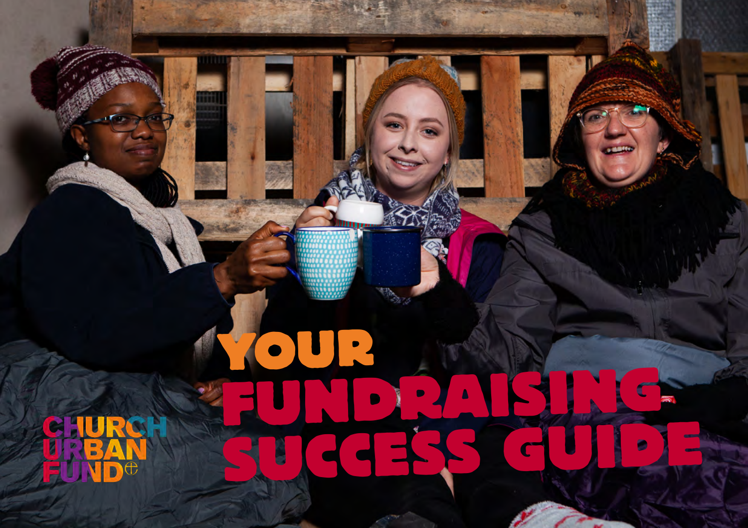CHURCH URBAN FUND

# YOUR FUNDRAISING SUCCESS GUIDE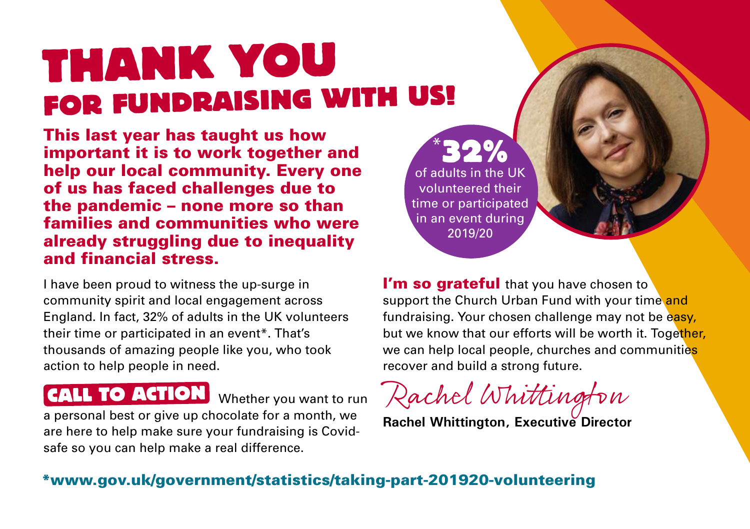# THANK YOU
## FOR FUNDRAISING WITH US!

**This last year has taught us how important it is to work together and help our local community. Every one of us has faced challenges due to the pandemic – none more so than families and communities who were already struggling due to inequality and financial stress.**

**\*32%** of adults in the UK volunteered their time or participated in an event during 2019/20

I have been proud to witness the up-surge in community spirit and local engagement across England. In fact, 32% of adults in the UK volunteers their time or participated in an event*. That's thousands of amazing people like you, who took action to help people in need.

**CALL TO ACTION** Whether you want to run a personal best or give up chocolate for a month, we are here to help make sure your fundraising is Covid-safe so you can help make a real difference.

**I'm so grateful** that you have chosen to support the Church Urban Fund with your time and fundraising. Your chosen challenge may not be easy, but we know that our efforts will be worth it. Together, we can help local people, churches and communities recover and build a strong future.

*Rachel Whittington*

**Rachel Whittington, Executive Director**

*www.gov.uk/government/statistics/taking-part-201920-volunteering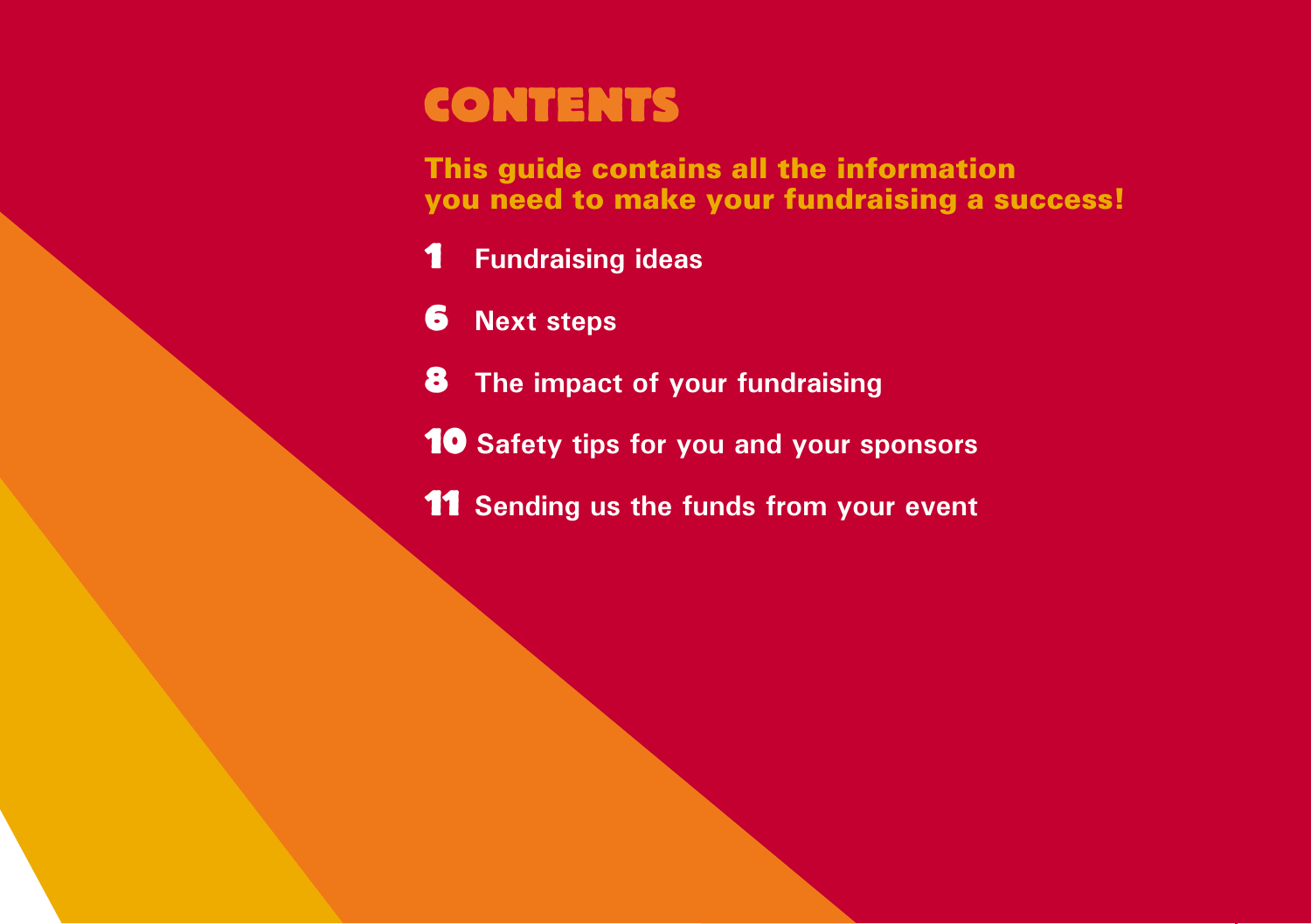# CONTENTS

**This guide contains all the information you need to make your fundraising a success!**

- **1** Fundraising ideas
- **6** Next steps
- **8** The impact of your fundraising
- **10** Safety tips for you and your sponsors
- **11** Sending us the funds from your event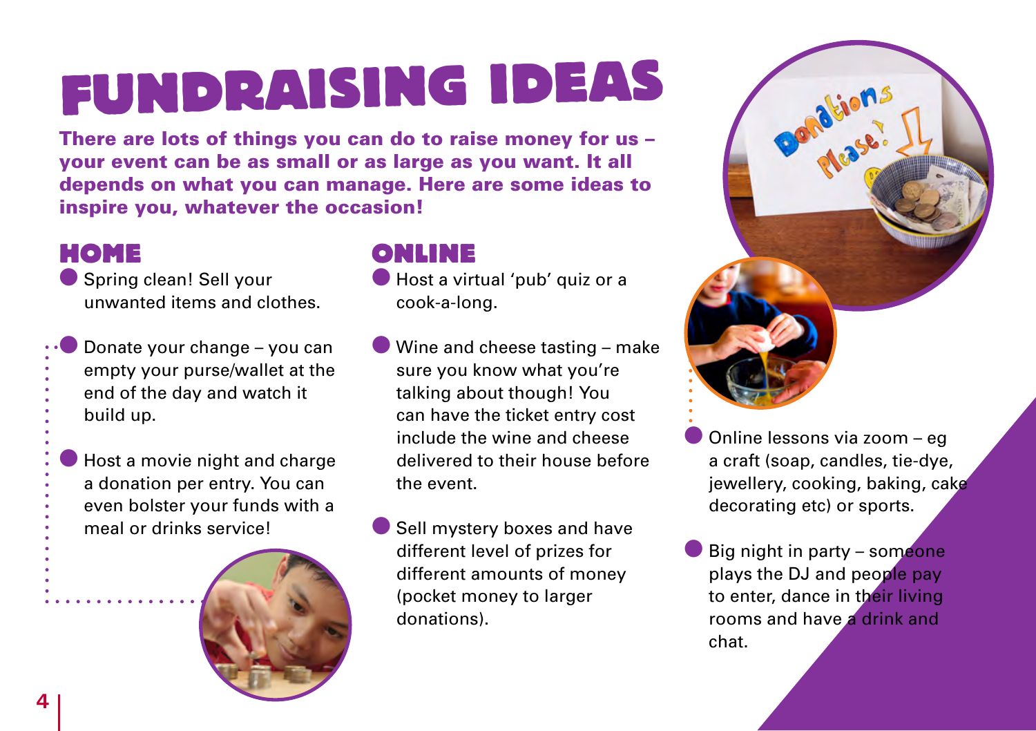# FUNDRAISING IDEAS

**There are lots of things you can do to raise money for us – your event can be as small or as large as you want. It all depends on what you can manage. Here are some ideas to inspire you, whatever the occasion!**

## HOME

- Spring clean! Sell your unwanted items and clothes.
- Donate your change – you can empty your purse/wallet at the end of the day and watch it build up.
- Host a movie night and charge a donation per entry. You can even bolster your funds with a meal or drinks service!

## ONLINE

- Host a virtual 'pub' quiz or a cook-a-long.
- Wine and cheese tasting – make sure you know what you're talking about though! You can have the ticket entry cost include the wine and cheese delivered to their house before the event.
- Sell mystery boxes and have different level of prizes for different amounts of money (pocket money to larger donations).
- Online lessons via zoom – eg a craft (soap, candles, tie-dye, jewellery, cooking, baking, cake decorating etc) or sports.
- Big night in party – someone plays the DJ and people pay to enter, dance in their living rooms and have a drink and chat.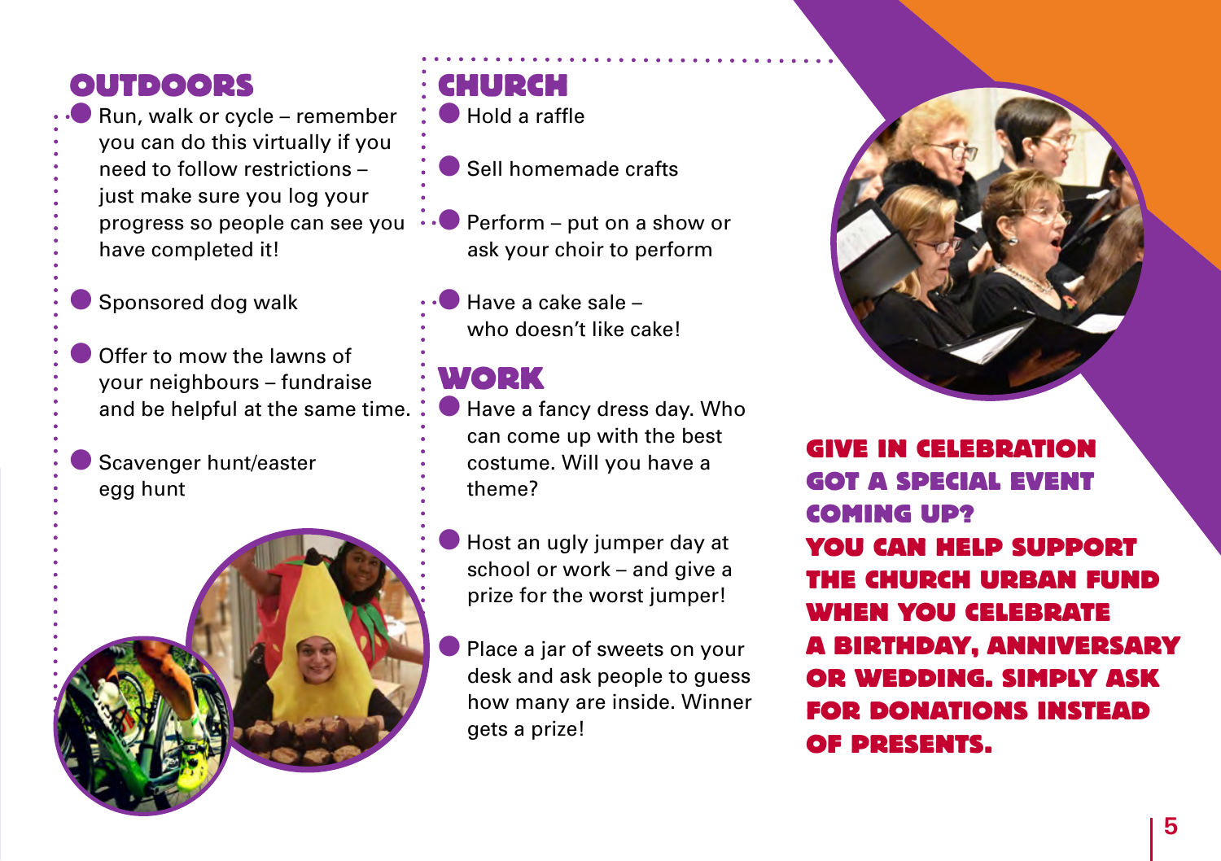## OUTDOORS

- Run, walk or cycle – remember you can do this virtually if you need to follow restrictions – just make sure you log your progress so people can see you have completed it!
- Sponsored dog walk
- Offer to mow the lawns of your neighbours – fundraise and be helpful at the same time.
- Scavenger hunt/easter egg hunt

## CHURCH

- Hold a raffle
- Sell homemade crafts
- Perform – put on a show or ask your choir to perform
- Have a cake sale – who doesn't like cake!

## WORK

- Have a fancy dress day. Who can come up with the best costume. Will you have a theme?
- Host an ugly jumper day at school or work – and give a prize for the worst jumper!
- Place a jar of sweets on your desk and ask people to guess how many are inside. Winner gets a prize!

## GIVE IN CELEBRATION

**GOT A SPECIAL EVENT COMING UP? YOU CAN HELP SUPPORT THE CHURCH URBAN FUND WHEN YOU CELEBRATE A BIRTHDAY, ANNIVERSARY OR WEDDING. SIMPLY ASK FOR DONATIONS INSTEAD OF PRESENTS.**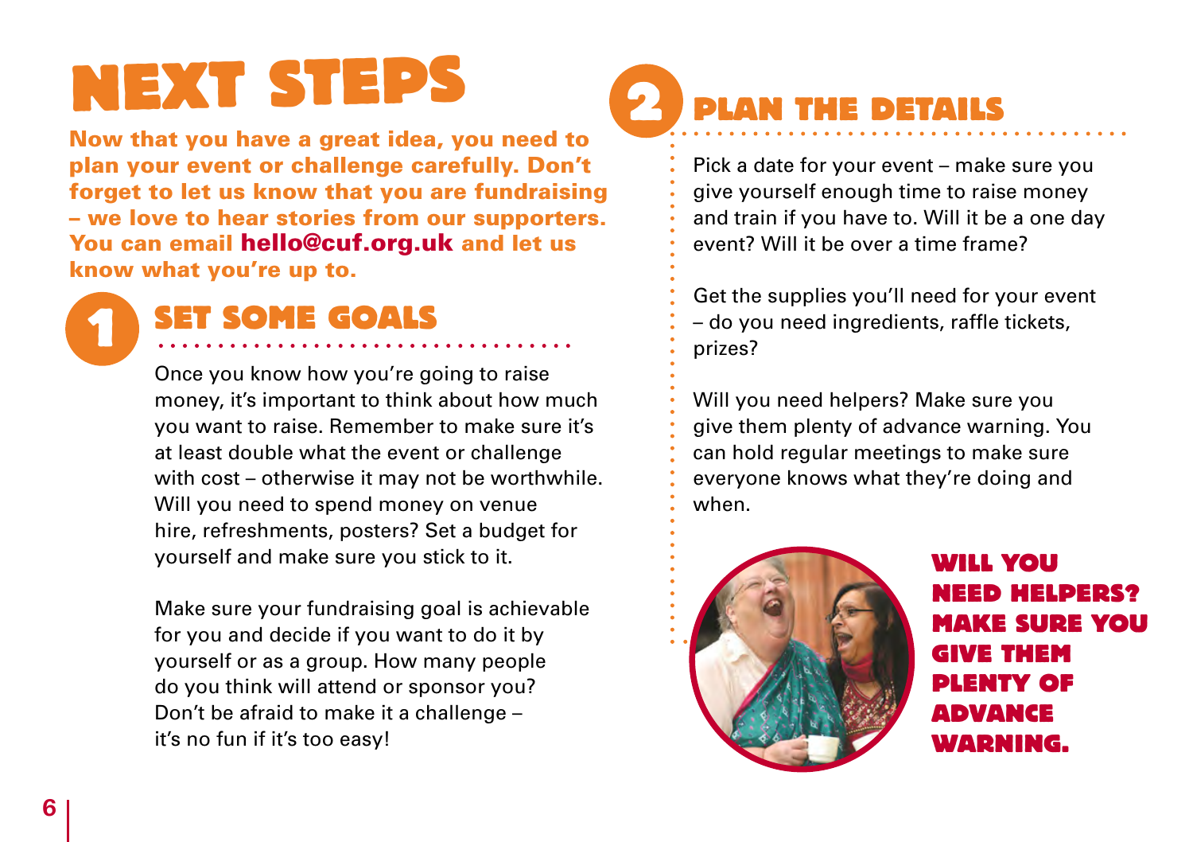# NEXT STEPS

**Now that you have a great idea, you need to plan your event or challenge carefully. Don't forget to let us know that you are fundraising – we love to hear stories from our supporters. You can email hello@cuf.org.uk and let us know what you're up to.**

## 1 SET SOME GOALS

Once you know how you're going to raise money, it's important to think about how much you want to raise. Remember to make sure it's at least double what the event or challenge with cost – otherwise it may not be worthwhile. Will you need to spend money on venue hire, refreshments, posters? Set a budget for yourself and make sure you stick to it.

Make sure your fundraising goal is achievable for you and decide if you want to do it by yourself or as a group. How many people do you think will attend or sponsor you? Don't be afraid to make it a challenge – it's no fun if it's too easy!

## 2 PLAN THE DETAILS

Pick a date for your event – make sure you give yourself enough time to raise money and train if you have to. Will it be a one day event? Will it be over a time frame?

Get the supplies you'll need for your event – do you need ingredients, raffle tickets, prizes?

Will you need helpers? Make sure you give them plenty of advance warning. You can hold regular meetings to make sure everyone knows what they're doing and when.

**WILL YOU NEED HELPERS? MAKE SURE YOU GIVE THEM PLENTY OF ADVANCE WARNING.**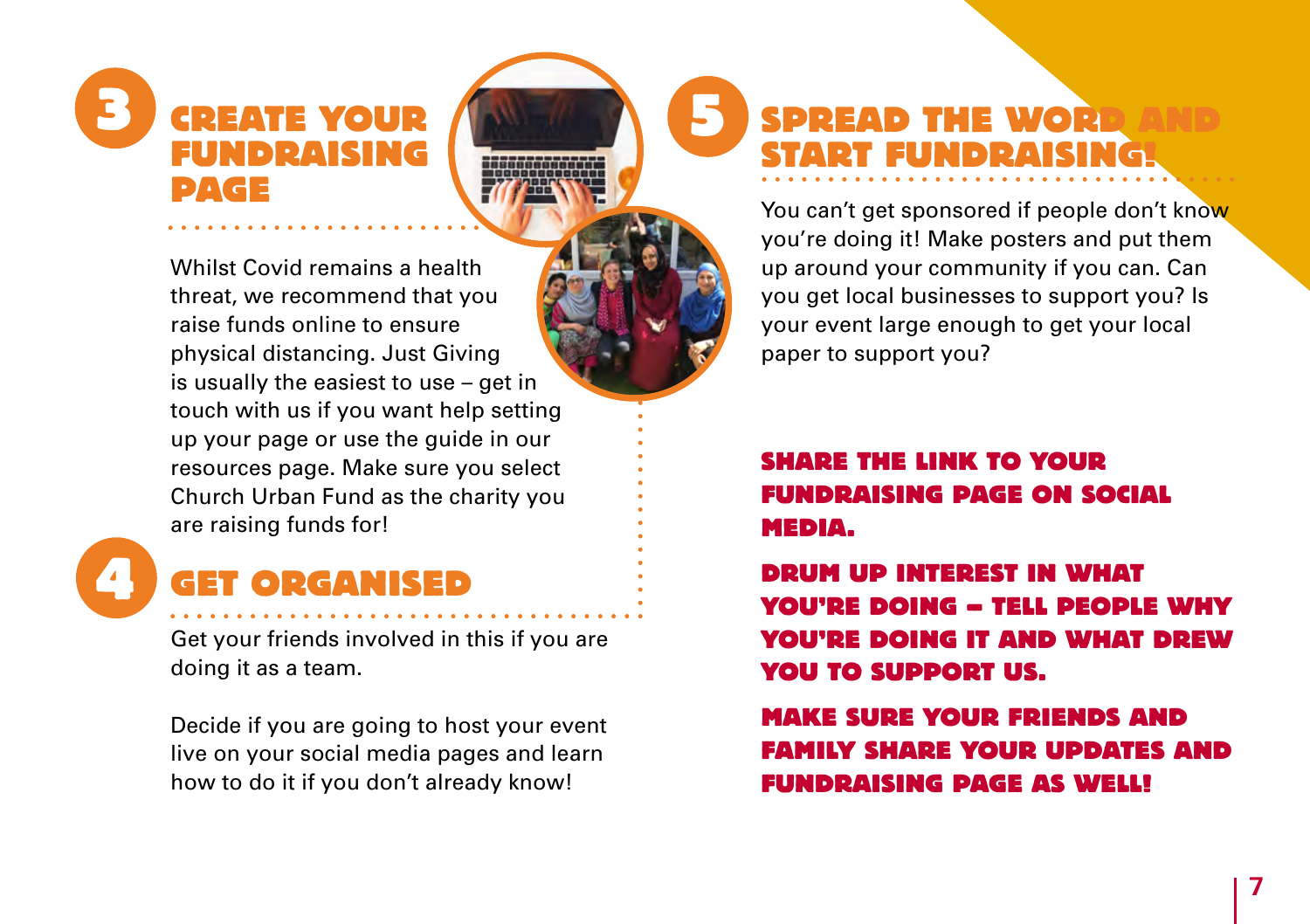## 3 CREATE YOUR FUNDRAISING PAGE

Whilst Covid remains a health threat, we recommend that you raise funds online to ensure physical distancing. Just Giving is usually the easiest to use – get in touch with us if you want help setting up your page or use the guide in our resources page. Make sure you select Church Urban Fund as the charity you are raising funds for!

## 4 GET ORGANISED

Get your friends involved in this if you are doing it as a team.

Decide if you are going to host your event live on your social media pages and learn how to do it if you don't already know!

## 5 SPREAD THE WORD AND START FUNDRAISING!

You can't get sponsored if people don't know you're doing it! Make posters and put them up around your community if you can. Can you get local businesses to support you? Is your event large enough to get your local paper to support you?

**SHARE THE LINK TO YOUR FUNDRAISING PAGE ON SOCIAL MEDIA.**

**DRUM UP INTEREST IN WHAT YOU'RE DOING – TELL PEOPLE WHY YOU'RE DOING IT AND WHAT DREW YOU TO SUPPORT US.**

**MAKE SURE YOUR FRIENDS AND FAMILY SHARE YOUR UPDATES AND FUNDRAISING PAGE AS WELL!**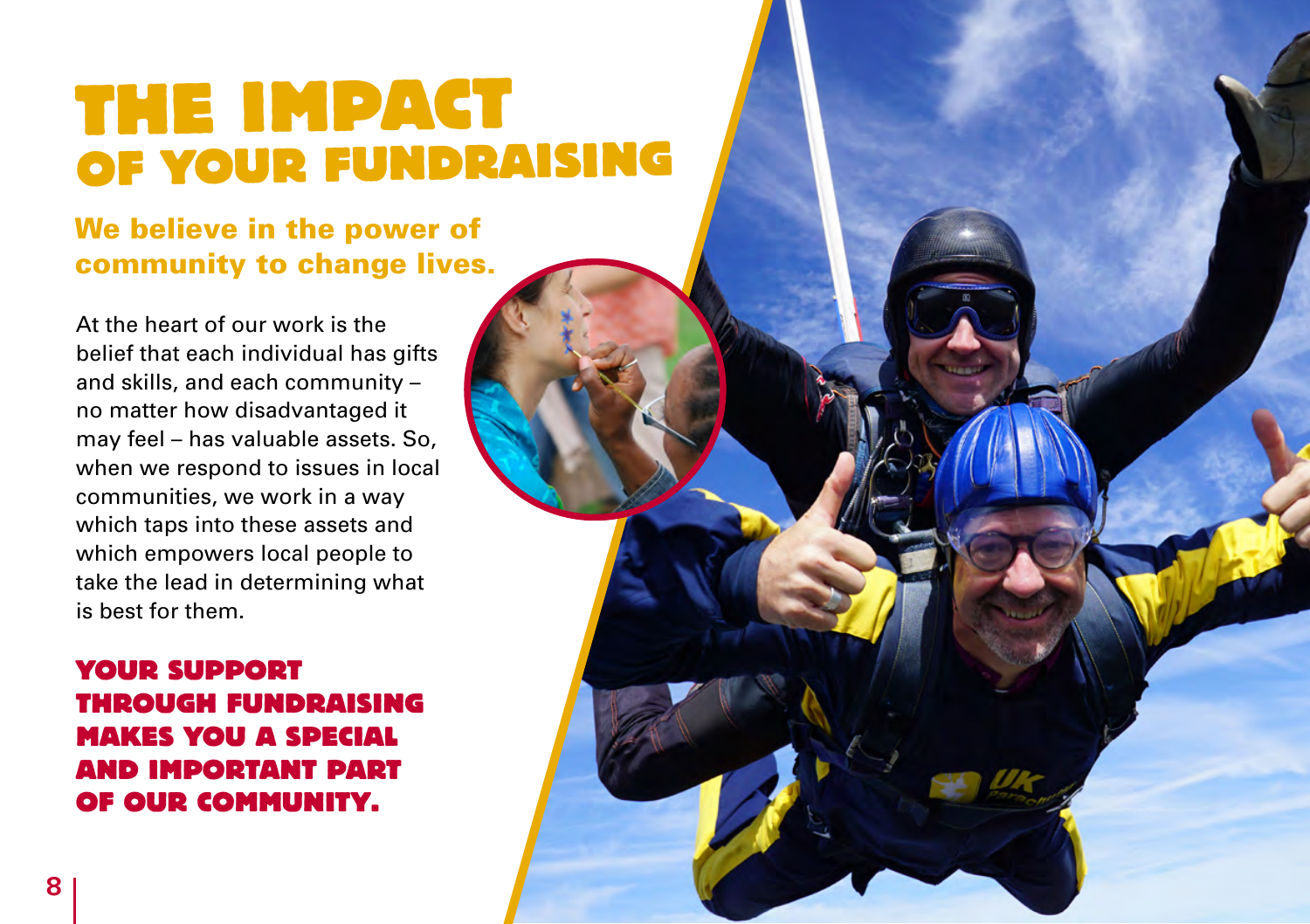# THE IMPACT OF YOUR FUNDRAISING

## We believe in the power of community to change lives.

At the heart of our work is the belief that each individual has gifts and skills, and each community – no matter how disadvantaged it may feel – has valuable assets. So, when we respond to issues in local communities, we work in a way which taps into these assets and which empowers local people to take the lead in determining what is best for them.

**YOUR SUPPORT THROUGH FUNDRAISING MAKES YOU A SPECIAL AND IMPORTANT PART OF OUR COMMUNITY.**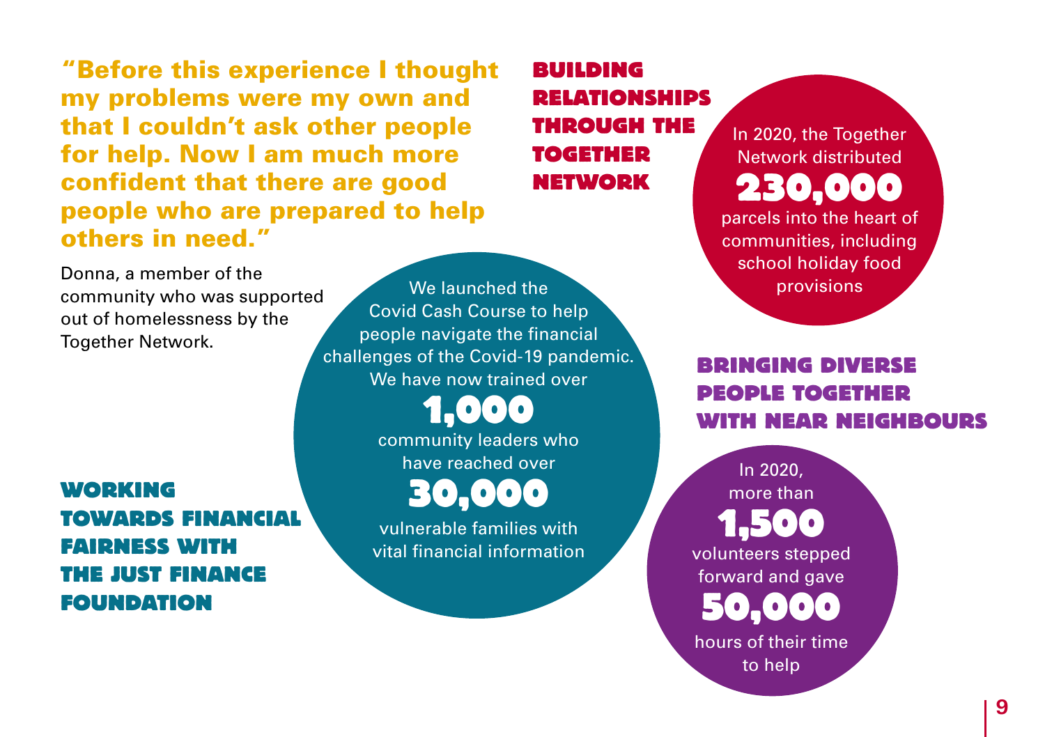> **"Before this experience I thought my problems were my own and that I couldn't ask other people for help. Now I am much more confident that there are good people who are prepared to help others in need."**

Donna, a member of the community who was supported out of homelessness by the Together Network.

## BUILDING RELATIONSHIPS THROUGH THE TOGETHER NETWORK

In 2020, the Together Network distributed **230,000** parcels into the heart of communities, including school holiday food provisions

## WORKING TOWARDS FINANCIAL FAIRNESS WITH THE JUST FINANCE FOUNDATION

We launched the Covid Cash Course to help people navigate the financial challenges of the Covid-19 pandemic. We have now trained over **1,000** community leaders who have reached over **30,000** vulnerable families with vital financial information

## BRINGING DIVERSE PEOPLE TOGETHER WITH NEAR NEIGHBOURS

In 2020, more than **1,500** volunteers stepped forward and gave **50,000** hours of their time to help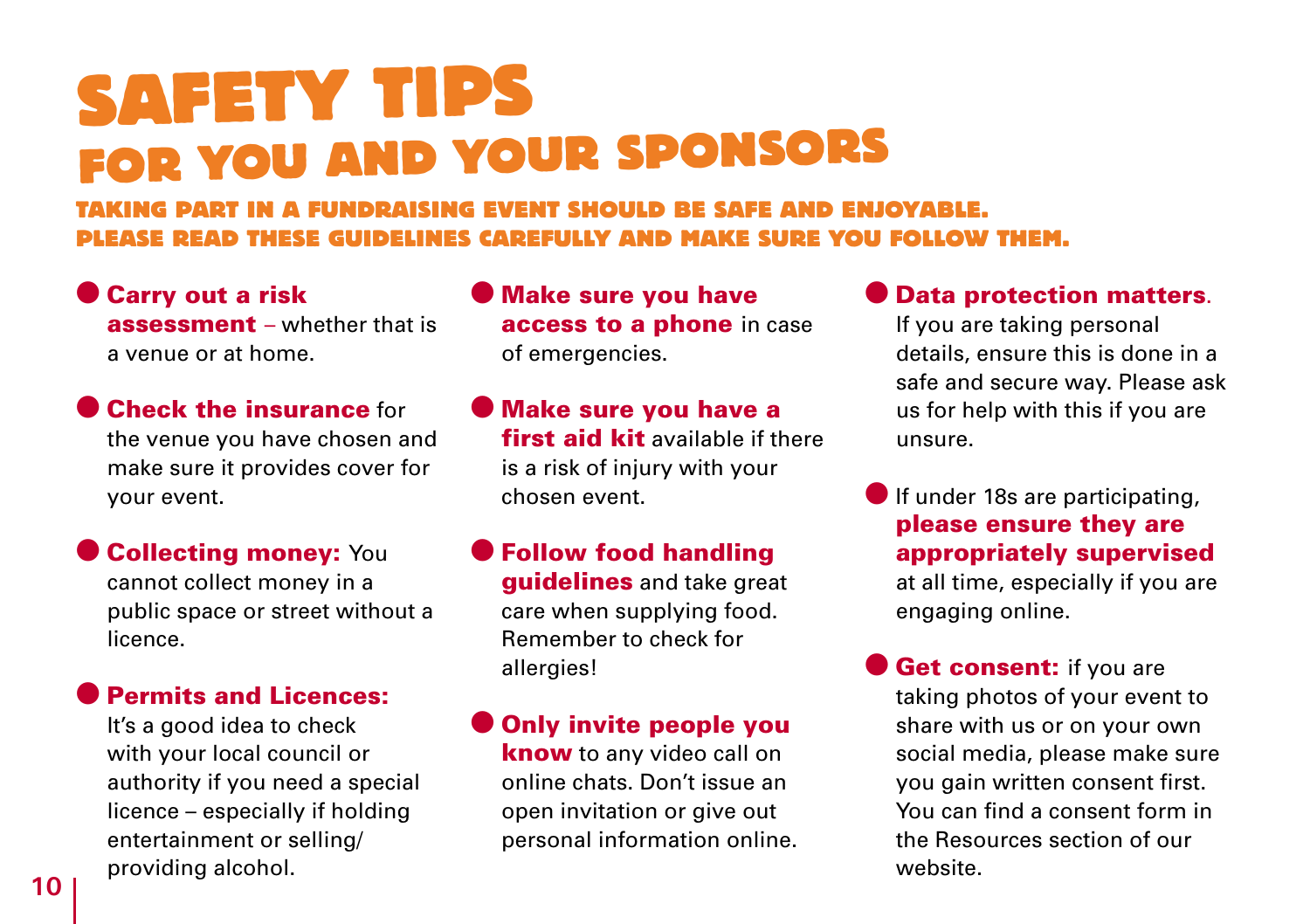# SAFETY TIPS

## FOR YOU AND YOUR SPONSORS

**TAKING PART IN A FUNDRAISING EVENT SHOULD BE SAFE AND ENJOYABLE. PLEASE READ THESE GUIDELINES CAREFULLY AND MAKE SURE YOU FOLLOW THEM.**

- **Carry out a risk assessment** – whether that is a venue or at home.
- **Check the insurance** for the venue you have chosen and make sure it provides cover for your event.
- **Collecting money:** You cannot collect money in a public space or street without a licence.
- **Permits and Licences:** It's a good idea to check with your local council or authority if you need a special licence – especially if holding entertainment or selling/providing alcohol.
- **Make sure you have access to a phone** in case of emergencies.
- **Make sure you have a first aid kit** available if there is a risk of injury with your chosen event.
- **Follow food handling guidelines** and take great care when supplying food. Remember to check for allergies!
- **Only invite people you know** to any video call on online chats. Don't issue an open invitation or give out personal information online.
- **Data protection matters**. If you are taking personal details, ensure this is done in a safe and secure way. Please ask us for help with this if you are unsure.
- If under 18s are participating, **please ensure they are appropriately supervised** at all time, especially if you are engaging online.
- **Get consent:** if you are taking photos of your event to share with us or on your own social media, please make sure you gain written consent first. You can find a consent form in the Resources section of our website.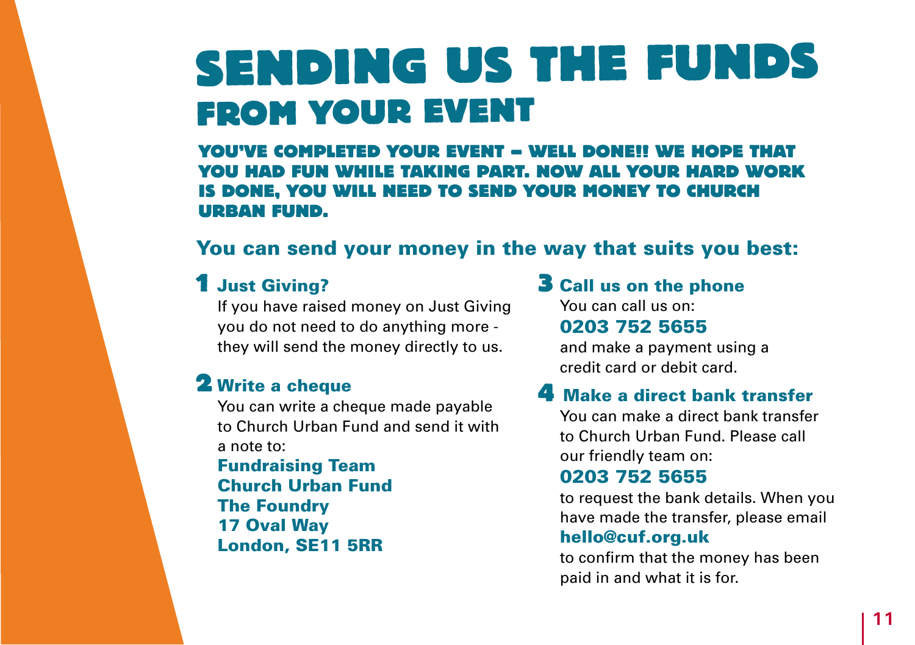# SENDING US THE FUNDS
## FROM YOUR EVENT

**YOU'VE COMPLETED YOUR EVENT – WELL DONE!! WE HOPE THAT YOU HAD FUN WHILE TAKING PART. NOW ALL YOUR HARD WORK IS DONE, YOU WILL NEED TO SEND YOUR MONEY TO CHURCH URBAN FUND.**

### You can send your money in the way that suits you best:

**1 Just Giving?**

If you have raised money on Just Giving you do not need to do anything more - they will send the money directly to us.

**2 Write a cheque**

You can write a cheque made payable to Church Urban Fund and send it with a note to:

**Fundraising Team**
**Church Urban Fund**
**The Foundry**
**17 Oval Way**
**London, SE11 5RR**

**3 Call us on the phone**

You can call us on:

**0203 752 5655**

and make a payment using a credit card or debit card.

**4 Make a direct bank transfer**

You can make a direct bank transfer to Church Urban Fund. Please call our friendly team on:

**0203 752 5655**

to request the bank details. When you have made the transfer, please email

**hello@cuf.org.uk**

to confirm that the money has been paid in and what it is for.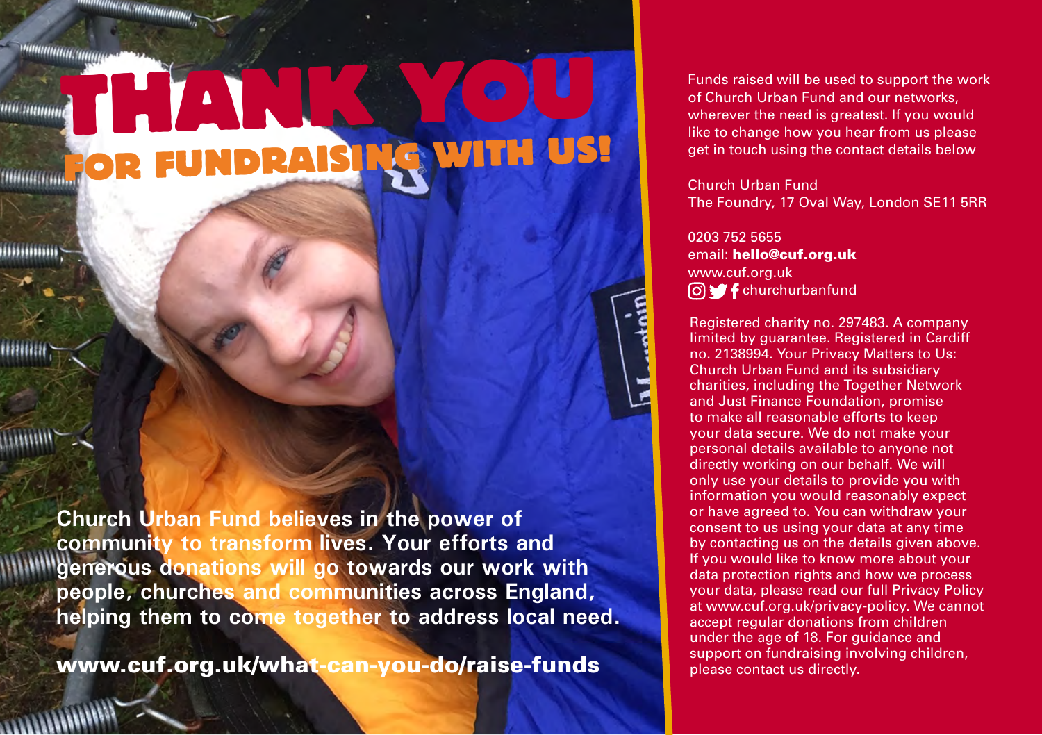# THANK YOU

## FOR FUNDRAISING WITH US!

**Church Urban Fund believes in the power of community to transform lives. Your efforts and generous donations will go towards our work with people, churches and communities across England, helping them to come together to address local need.**

**www.cuf.org.uk/what-can-you-do/raise-funds**

Funds raised will be used to support the work of Church Urban Fund and our networks, wherever the need is greatest. If you would like to change how you hear from us please get in touch using the contact details below

Church Urban Fund
The Foundry, 17 Oval Way, London SE11 5RR

0203 752 5655
email: **hello@cuf.org.uk**
www.cuf.org.uk
churchurbanfund

Registered charity no. 297483. A company limited by guarantee. Registered in Cardiff no. 2138994. Your Privacy Matters to Us: Church Urban Fund and its subsidiary charities, including the Together Network and Just Finance Foundation, promise to make all reasonable efforts to keep your data secure. We do not make your personal details available to anyone not directly working on our behalf. We will only use your details to provide you with information you would reasonably expect or have agreed to. You can withdraw your consent to us using your data at any time by contacting us on the details given above. If you would like to know more about your data protection rights and how we process your data, please read our full Privacy Policy at www.cuf.org.uk/privacy-policy. We cannot accept regular donations from children under the age of 18. For guidance and support on fundraising involving children, please contact us directly.